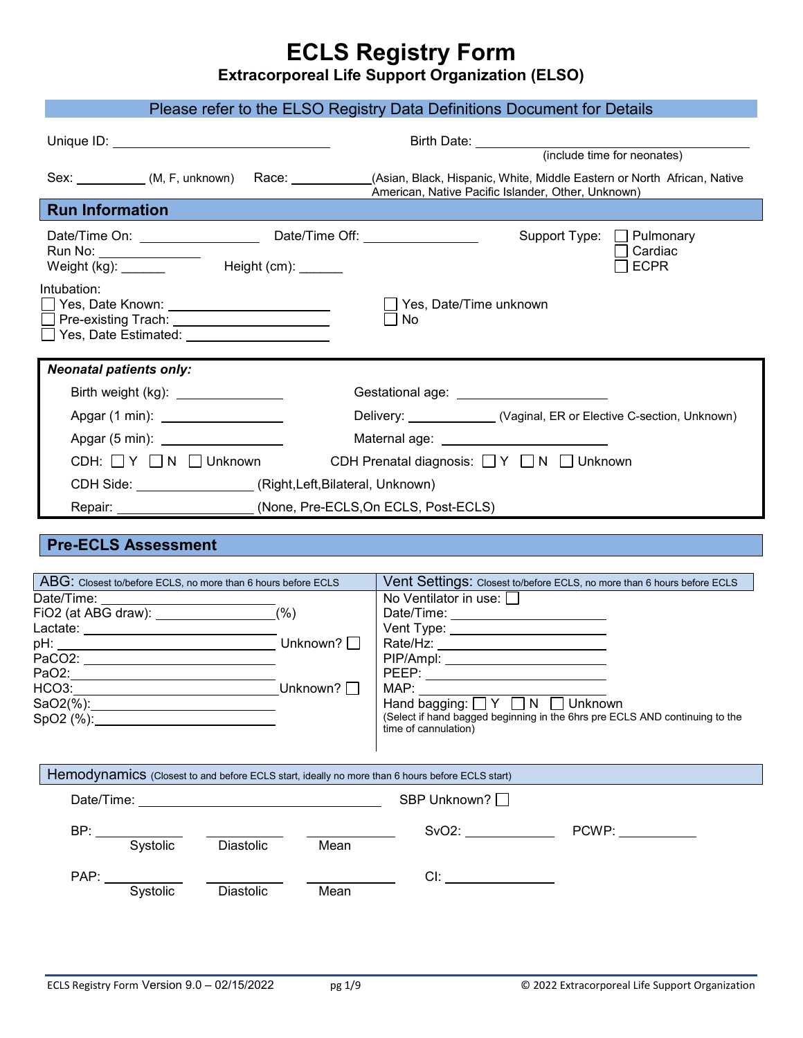# ECLS Registry Form

**Extracorporeal Life Support Organization (ELSO)**

Please refer to the ELSO Registry Data Definitions Document for Details

Unique ID: ______________________

Birth Date: ______________________ (include time for neonates)

Sex: __________ (M, F, unknown)

Race: __________ (Asian, Black, Hispanic, White, Middle Eastern or North African, Native American, Native Pacific Islander, Other, Unknown)

## Run Information

Date/Time On: ______________

Date/Time Off: ______________

Support Type:
- ☐ Pulmonary
- ☐ Cardiac
- ☐ ECPR

Run No: ______________

Weight (kg): ______

Height (cm): ______

Intubation:
- ☐ Yes, Date Known: ______________
- ☐ Pre-existing Trach: ______________
- ☐ Yes, Date Estimated: ______________
- ☐ Yes, Date/Time unknown
- ☐ No

### *Neonatal patients only:*

Birth weight (kg): ______________

Gestational age: ______________

Apgar (1 min): ______________

Delivery: __________ (Vaginal, ER or Elective C-section, Unknown)

Apgar (5 min): ______________

Maternal age: ______________

CDH: ☐ Y ☐ N ☐ Unknown

CDH Prenatal diagnosis: ☐ Y ☐ N ☐ Unknown

CDH Side: ______________ (Right,Left,Bilateral, Unknown)

Repair: ______________ (None, Pre-ECLS,On ECLS, Post-ECLS)

## Pre-ECLS Assessment

### ABG: Closest to/before ECLS, no more than 6 hours before ECLS

Date/Time: ______________

FiO2 (at ABG draw): ______________ (%)

Lactate: ______________

pH: ______________ Unknown? ☐

PaCO2: ______________

PaO2: ______________

HCO3: ______________ Unknown? ☐

SaO2(%): ______________

SpO2 (%): ______________

### Vent Settings: Closest to/before ECLS, no more than 6 hours before ECLS

No Ventilator in use: ☐

Date/Time: ______________

Vent Type: ______________

Rate/Hz: ______________

PIP/Ampl: ______________

PEEP: ______________

MAP: ______________

Hand bagging: ☐ Y ☐ N ☐ Unknown

(Select if hand bagged beginning in the 6hrs pre ECLS AND continuing to the time of cannulation)

### Hemodynamics (Closest to and before ECLS start, ideally no more than 6 hours before ECLS start)

Date/Time: ______________

SBP Unknown? ☐

BP: __________ Systolic __________ Diastolic __________ Mean

SvO2: __________

PCWP: __________

PAP: __________ Systolic __________ Diastolic __________ Mean

CI: __________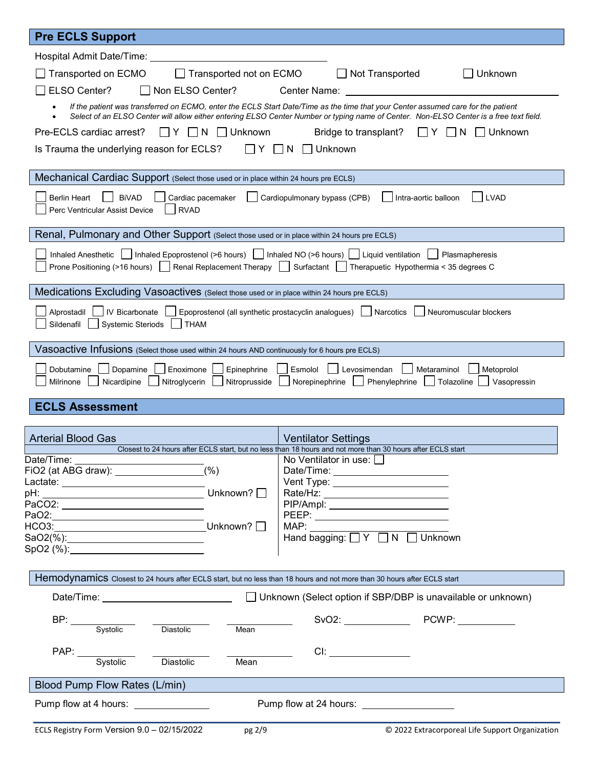## Pre ECLS Support

Hospital Admit Date/Time: ______________________

☐ Transported on ECMO ☐ Transported not on ECMO ☐ Not Transported ☐ Unknown

☐ ELSO Center? ☐ Non ELSO Center? Center Name: ______________________

- *If the patient was transferred on ECMO, enter the ECLS Start Date/Time as the time that your Center assumed care for the patient*
- *Select of an ELSO Center will allow either entering ELSO Center Number or typing name of Center. Non-ELSO Center is a free text field.*

Pre-ECLS cardiac arrest? ☐ Y ☐ N ☐ Unknown Bridge to transplant? ☐ Y ☐ N ☐ Unknown

Is Trauma the underlying reason for ECLS? ☐ Y ☐ N ☐ Unknown

### Mechanical Cardiac Support (Select those used or in place within 24 hours pre ECLS)

☐ Berlin Heart ☐ BiVAD ☐ Cardiac pacemaker ☐ Cardiopulmonary bypass (CPB) ☐ Intra-aortic balloon ☐ LVAD
☐ Perc Ventricular Assist Device ☐ RVAD

### Renal, Pulmonary and Other Support (Select those used or in place within 24 hours pre ECLS)

☐ Inhaled Anesthetic ☐ Inhaled Epoprostenol (>6 hours) ☐ Inhaled NO (>6 hours) ☐ Liquid ventilation ☐ Plasmapheresis
☐ Prone Positioning (>16 hours) ☐ Renal Replacement Therapy ☐ Surfactant ☐ Therapuetic Hypothermia < 35 degrees C

### Medications Excluding Vasoactives (Select those used or in place within 24 hours pre ECLS)

☐ Alprostadil ☐ IV Bicarbonate ☐ Epoprostenol (all synthetic prostacyclin analogues) ☐ Narcotics ☐ Neuromuscular blockers
☐ Sildenafil ☐ Systemic Steriods ☐ THAM

### Vasoactive Infusions (Select those used within 24 hours AND continuously for 6 hours pre ECLS)

☐ Dobutamine ☐ Dopamine ☐ Enoximone ☐ Epinephrine ☐ Esmolol ☐ Levosimendan ☐ Metaraminol ☐ Metoprolol
☐ Milrinone ☐ Nicardipine ☐ Nitroglycerin ☐ Nitroprusside ☐ Norepinephrine ☐ Phenylephrine ☐ Tolazoline ☐ Vasopressin

## ECLS Assessment

| Arterial Blood Gas | Ventilator Settings |
|---|---|
| Closest to 24 hours after ECLS start, but no less than 18 hours and not more than 30 hours after ECLS start | |
| Date/Time: ______ | No Ventilator in use: ☐ |
| FiO2 (at ABG draw): ______(%) | Date/Time: ______ |
| Lactate: ______ | Vent Type: ______ |
| pH: ______ Unknown? ☐ | Rate/Hz: ______ |
| PaCO2: ______ | PIP/Ampl: ______ |
| PaO2: ______ | PEEP: ______ |
| HCO3: ______ Unknown? ☐ | MAP: ______ |
| SaO2(%): ______ | Hand bagging: ☐ Y ☐ N ☐ Unknown |
| SpO2 (%): ______ | |

### Hemodynamics Closest to 24 hours after ECLS start, but no less than 18 hours and not more than 30 hours after ECLS start

Date/Time: ______________ ☐ Unknown (Select option if SBP/DBP is unavailable or unknown)

BP: ______ Systolic ______ Diastolic ______ Mean SvO2: ______ PCWP: ______

PAP: ______ Systolic ______ Diastolic ______ Mean CI: ______

### Blood Pump Flow Rates (L/min)

Pump flow at 4 hours: ______ Pump flow at 24 hours: ______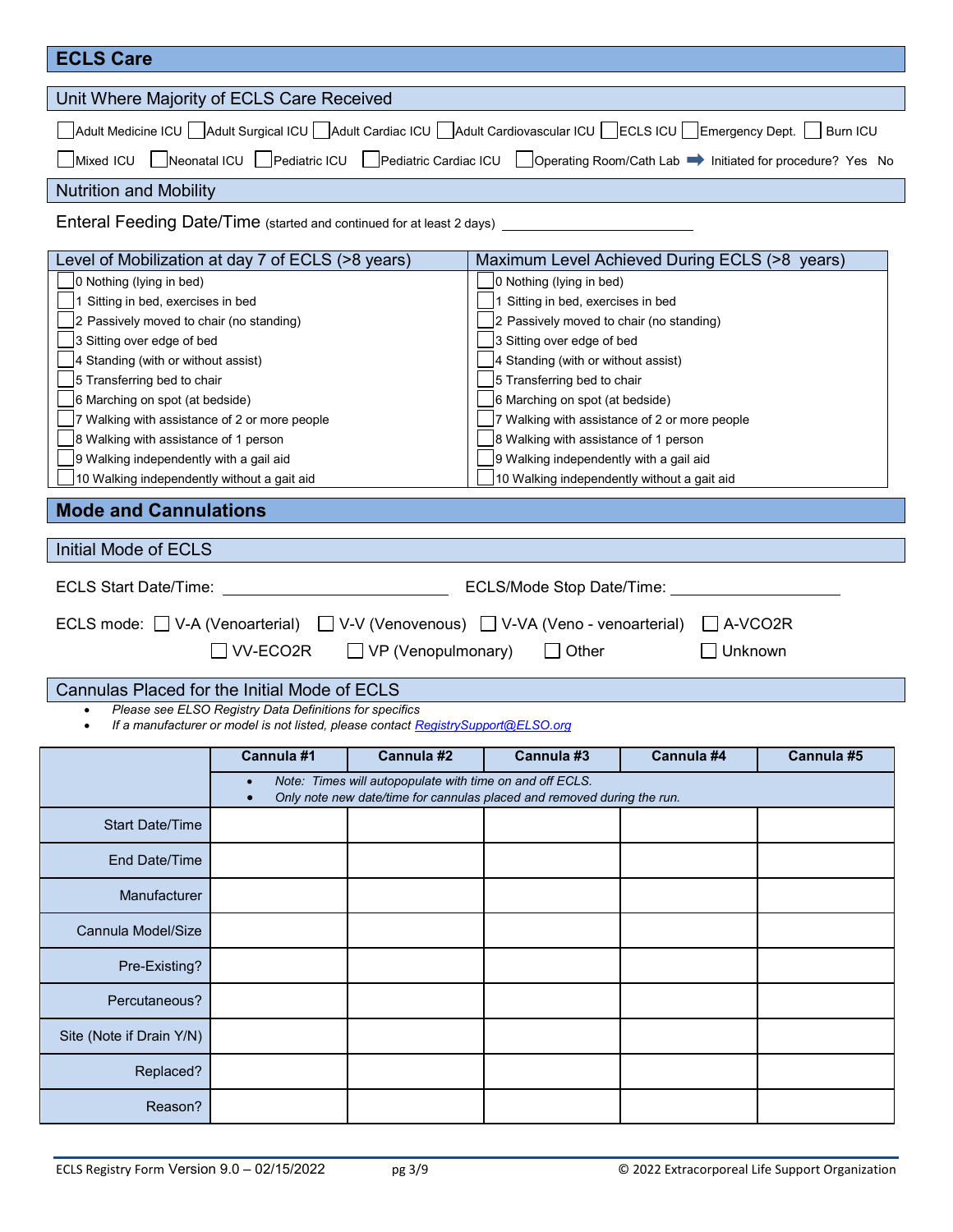# ECLS Care

## Unit Where Majority of ECLS Care Received

☐ Adult Medicine ICU ☐ Adult Surgical ICU ☐ Adult Cardiac ICU ☐ Adult Cardiovascular ICU ☐ ECLS ICU ☐ Emergency Dept. ☐ Burn ICU

☐ Mixed ICU ☐ Neonatal ICU ☐ Pediatric ICU ☐ Pediatric Cardiac ICU ☐ Operating Room/Cath Lab ➡ Initiated for procedure? Yes No

## Nutrition and Mobility

Enteral Feeding Date/Time (started and continued for at least 2 days) ____________________

| Level of Mobilization at day 7 of ECLS (>8 years) | Maximum Level Achieved During ECLS (>8 years) |
|---|---|
| ☐ 0 Nothing (lying in bed) | ☐ 0 Nothing (lying in bed) |
| ☐ 1 Sitting in bed, exercises in bed | ☐ 1 Sitting in bed, exercises in bed |
| ☐ 2 Passively moved to chair (no standing) | ☐ 2 Passively moved to chair (no standing) |
| ☐ 3 Sitting over edge of bed | ☐ 3 Sitting over edge of bed |
| ☐ 4 Standing (with or without assist) | ☐ 4 Standing (with or without assist) |
| ☐ 5 Transferring bed to chair | ☐ 5 Transferring bed to chair |
| ☐ 6 Marching on spot (at bedside) | ☐ 6 Marching on spot (at bedside) |
| ☐ 7 Walking with assistance of 2 or more people | ☐ 7 Walking with assistance of 2 or more people |
| ☐ 8 Walking with assistance of 1 person | ☐ 8 Walking with assistance of 1 person |
| ☐ 9 Walking independently with a gait aid | ☐ 9 Walking independently with a gait aid |
| ☐ 10 Walking independently without a gait aid | ☐ 10 Walking independently without a gait aid |

# Mode and Cannulations

## Initial Mode of ECLS

ECLS Start Date/Time: ____________________ ECLS/Mode Stop Date/Time: ____________________

ECLS mode: ☐ V-A (Venoarterial) ☐ V-V (Venovenous) ☐ V-VA (Veno - venoarterial) ☐ A-VCO2R

☐ VV-ECO2R ☐ VP (Venopulmonary) ☐ Other ☐ Unknown

## Cannulas Placed for the Initial Mode of ECLS

- *Please see ELSO Registry Data Definitions for specifics*
- *If a manufacturer or model is not listed, please contact RegistrySupport@ELSO.org*

| | Cannula #1 | Cannula #2 | Cannula #3 | Cannula #4 | Cannula #5 |
|---|---|---|---|---|---|
| | • *Note: Times will autopopulate with time on and off ECLS.* • *Only note new date/time for cannulas placed and removed during the run.* | | | | |
| Start Date/Time | | | | | |
| End Date/Time | | | | | |
| Manufacturer | | | | | |
| Cannula Model/Size | | | | | |
| Pre-Existing? | | | | | |
| Percutaneous? | | | | | |
| Site (Note if Drain Y/N) | | | | | |
| Replaced? | | | | | |
| Reason? | | | | | |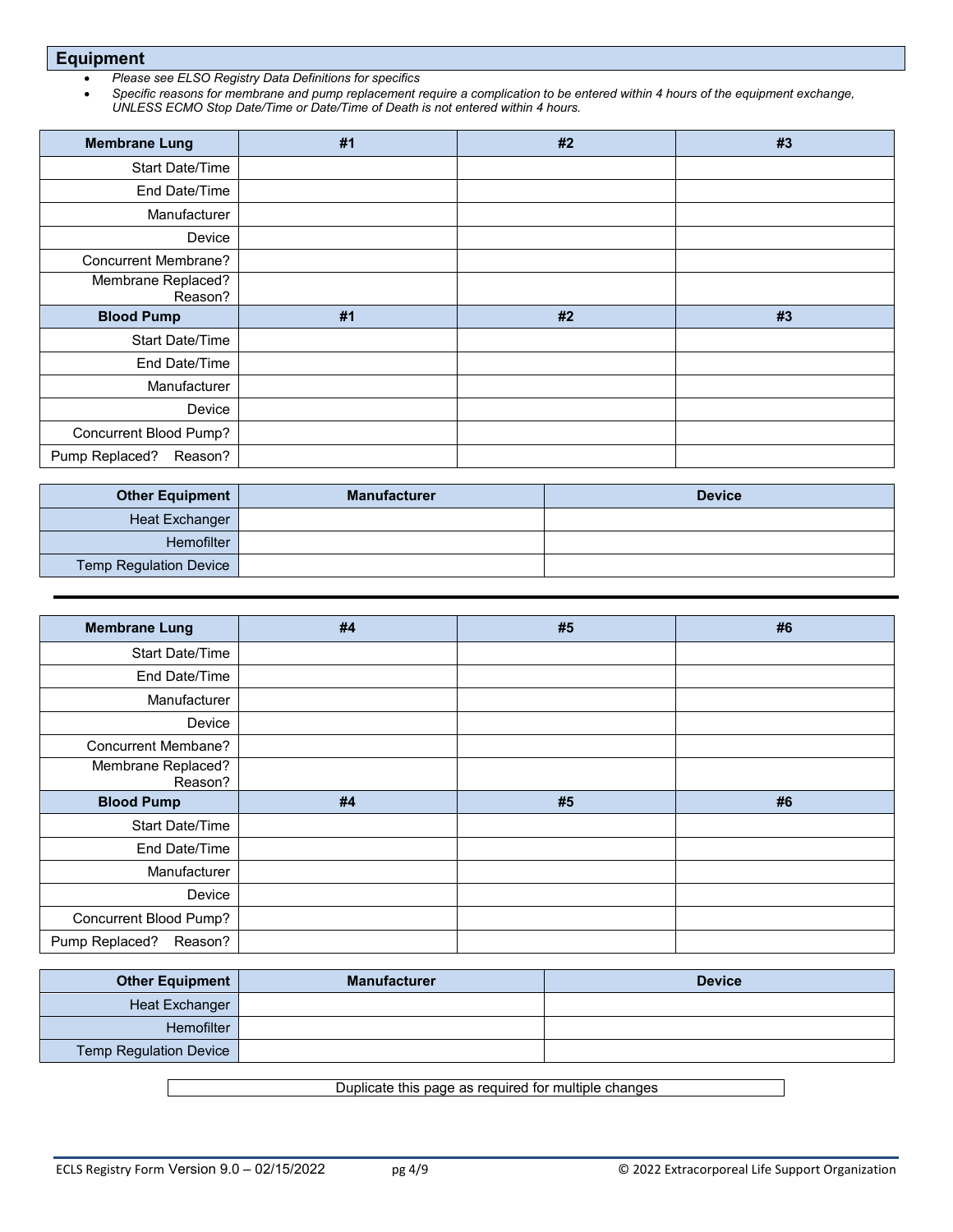## Equipment

- *Please see ELSO Registry Data Definitions for specifics*
- *Specific reasons for membrane and pump replacement require a complication to be entered within 4 hours of the equipment exchange, UNLESS ECMO Stop Date/Time or Date/Time of Death is not entered within 4 hours.*

| **Membrane Lung** | **#1** | **#2** | **#3** |
|---|---|---|---|
| Start Date/Time | | | |
| End Date/Time | | | |
| Manufacturer | | | |
| Device | | | |
| Concurrent Membrane? | | | |
| Membrane Replaced? Reason? | | | |
| **Blood Pump** | **#1** | **#2** | **#3** |
| Start Date/Time | | | |
| End Date/Time | | | |
| Manufacturer | | | |
| Device | | | |
| Concurrent Blood Pump? | | | |
| Pump Replaced? Reason? | | | |

| **Other Equipment** | **Manufacturer** | **Device** |
|---|---|---|
| Heat Exchanger | | |
| Hemofilter | | |
| Temp Regulation Device | | |

---

| **Membrane Lung** | **#4** | **#5** | **#6** |
|---|---|---|---|
| Start Date/Time | | | |
| End Date/Time | | | |
| Manufacturer | | | |
| Device | | | |
| Concurrent Membane? | | | |
| Membrane Replaced? Reason? | | | |
| **Blood Pump** | **#4** | **#5** | **#6** |
| Start Date/Time | | | |
| End Date/Time | | | |
| Manufacturer | | | |
| Device | | | |
| Concurrent Blood Pump? | | | |
| Pump Replaced? Reason? | | | |

| **Other Equipment** | **Manufacturer** | **Device** |
|---|---|---|
| Heat Exchanger | | |
| Hemofilter | | |
| Temp Regulation Device | | |

Duplicate this page as required for multiple changes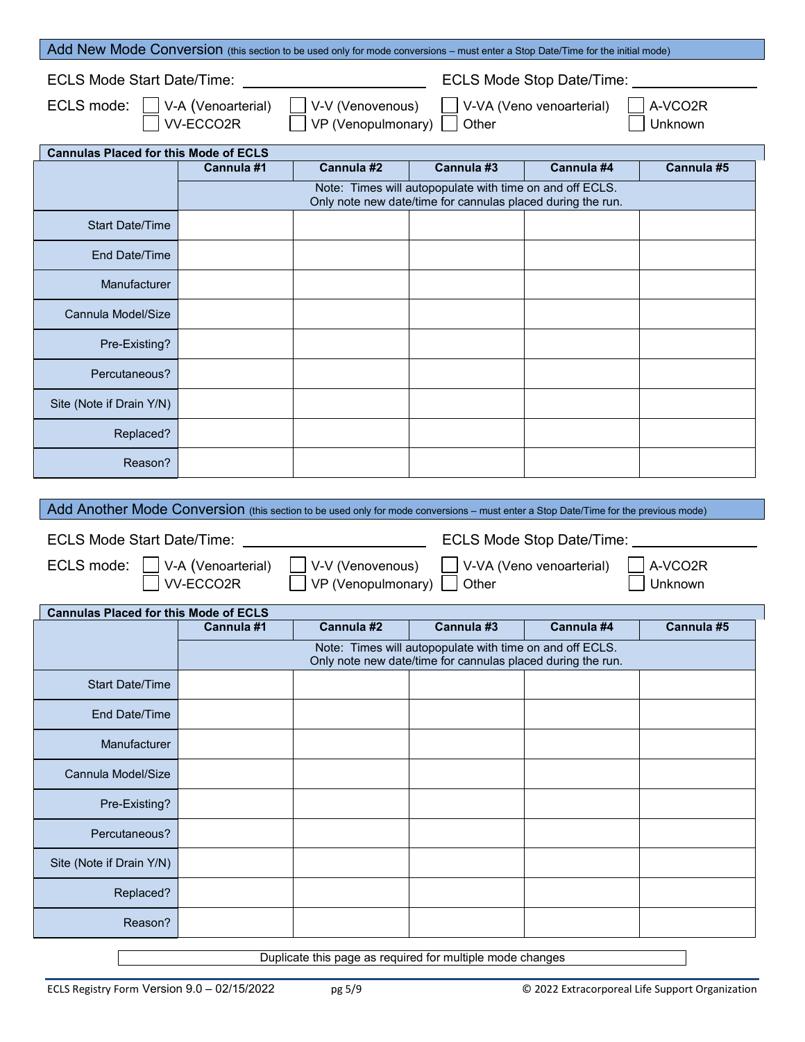## Add New Mode Conversion (this section to be used only for mode conversions – must enter a Stop Date/Time for the initial mode)

ECLS Mode Start Date/Time: ______________________ ECLS Mode Stop Date/Time: ______________

ECLS mode: ☐ V-A (Venoarterial) ☐ V-V (Venovenous) ☐ V-VA (Veno venoarterial) ☐ A-VCO2R ☐ VV-ECCO2R ☐ VP (Venopulmonary) ☐ Other ☐ Unknown

**Cannulas Placed for this Mode of ECLS**

| | Cannula #1 | Cannula #2 | Cannula #3 | Cannula #4 | Cannula #5 |
|---|---|---|---|---|---|
| | Note: Times will autopopulate with time on and off ECLS. Only note new date/time for cannulas placed during the run. | | | | |
| Start Date/Time | | | | | |
| End Date/Time | | | | | |
| Manufacturer | | | | | |
| Cannula Model/Size | | | | | |
| Pre-Existing? | | | | | |
| Percutaneous? | | | | | |
| Site (Note if Drain Y/N) | | | | | |
| Replaced? | | | | | |
| Reason? | | | | | |

## Add Another Mode Conversion (this section to be used only for mode conversions – must enter a Stop Date/Time for the previous mode)

ECLS Mode Start Date/Time: ______________________ ECLS Mode Stop Date/Time: ______________

ECLS mode: ☐ V-A (Venoarterial) ☐ V-V (Venovenous) ☐ V-VA (Veno venoarterial) ☐ A-VCO2R ☐ VV-ECCO2R ☐ VP (Venopulmonary) ☐ Other ☐ Unknown

**Cannulas Placed for this Mode of ECLS**

| | Cannula #1 | Cannula #2 | Cannula #3 | Cannula #4 | Cannula #5 |
|---|---|---|---|---|---|
| | Note: Times will autopopulate with time on and off ECLS. Only note new date/time for cannulas placed during the run. | | | | |
| Start Date/Time | | | | | |
| End Date/Time | | | | | |
| Manufacturer | | | | | |
| Cannula Model/Size | | | | | |
| Pre-Existing? | | | | | |
| Percutaneous? | | | | | |
| Site (Note if Drain Y/N) | | | | | |
| Replaced? | | | | | |
| Reason? | | | | | |

Duplicate this page as required for multiple mode changes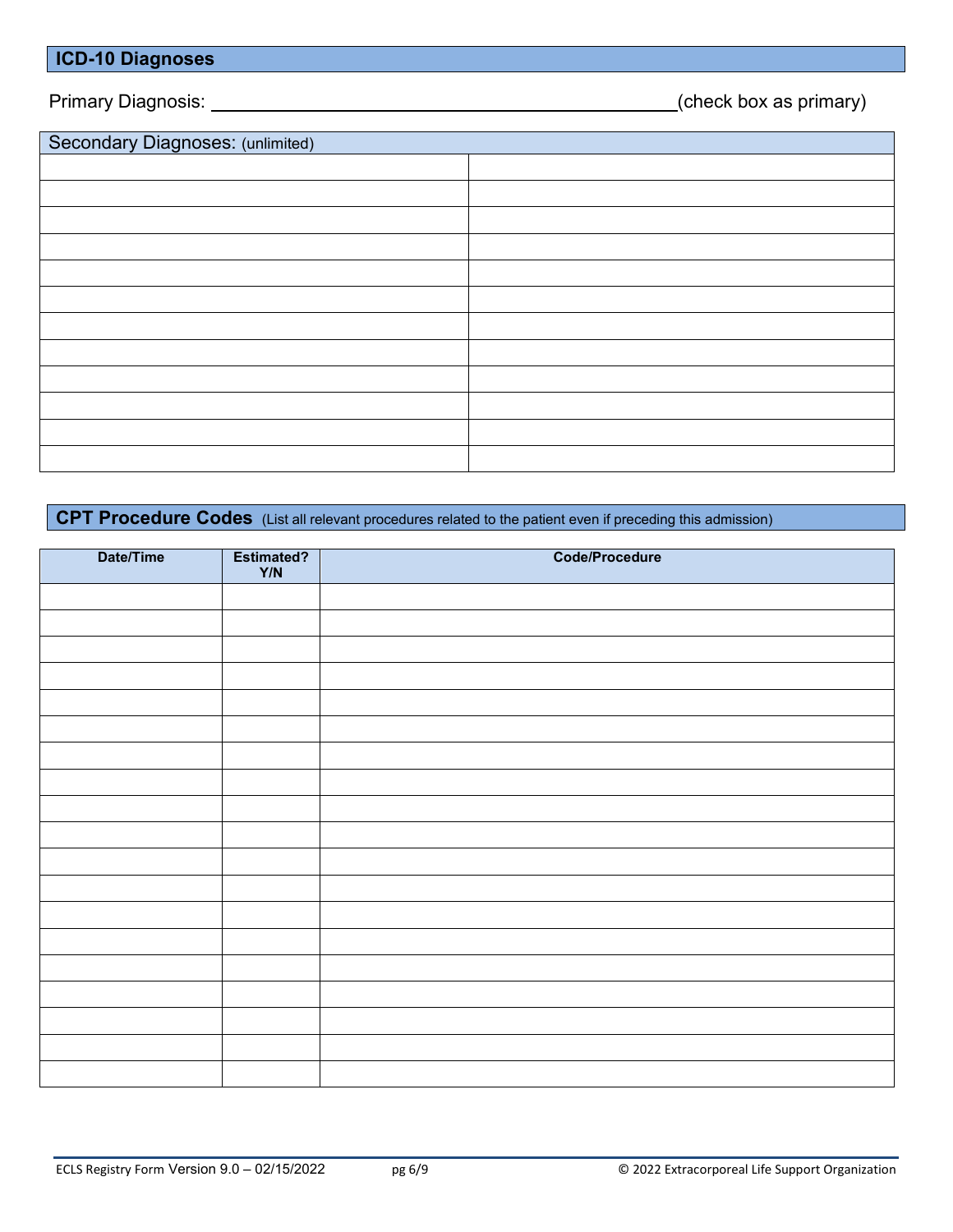## ICD-10 Diagnoses

Primary Diagnosis: ______________________________________________(check box as primary)

| Secondary Diagnoses: (unlimited) | |
|---|---|
| | |
| | |
| | |
| | |
| | |
| | |
| | |
| | |
| | |
| | |
| | |
| | |

## CPT Procedure Codes (List all relevant procedures related to the patient even if preceding this admission)

| Date/Time | Estimated? Y/N | Code/Procedure |
|---|---|---|
| | | |
| | | |
| | | |
| | | |
| | | |
| | | |
| | | |
| | | |
| | | |
| | | |
| | | |
| | | |
| | | |
| | | |
| | | |
| | | |
| | | |
| | | |
| | | |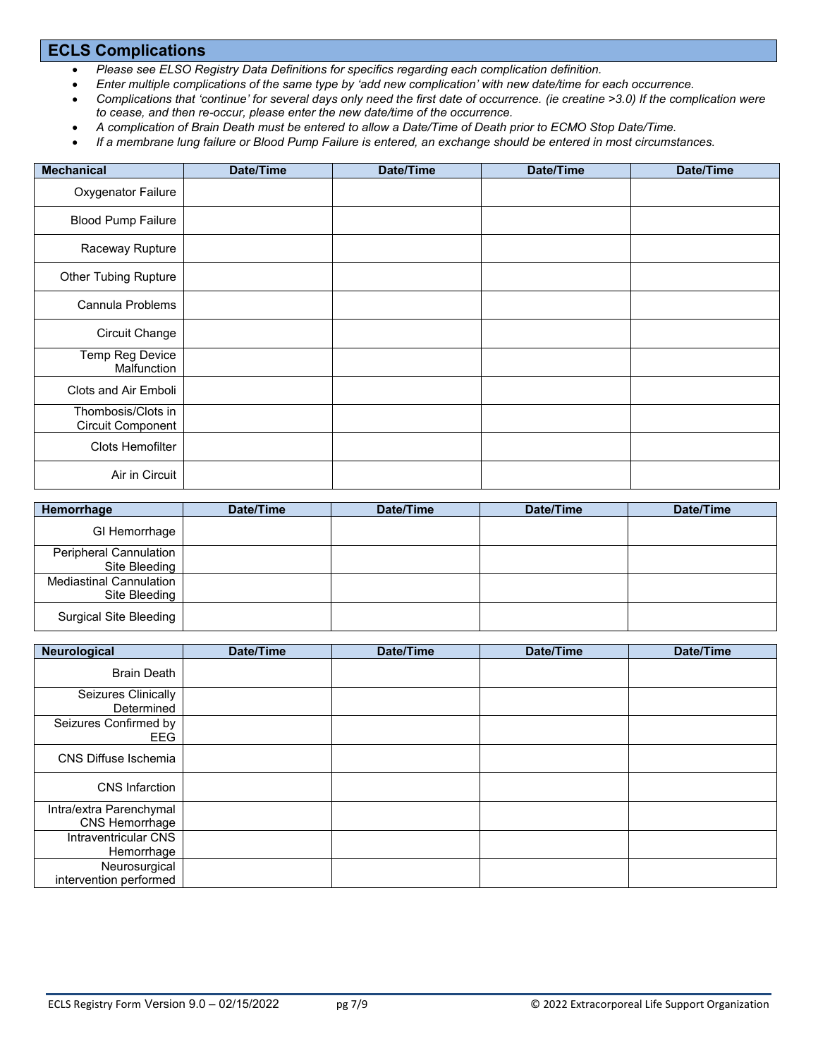## ECLS Complications

- *Please see ELSO Registry Data Definitions for specifics regarding each complication definition.*
- *Enter multiple complications of the same type by 'add new complication' with new date/time for each occurrence.*
- *Complications that 'continue' for several days only need the first date of occurrence. (ie creatine >3.0) If the complication were to cease, and then re-occur, please enter the new date/time of the occurrence.*
- *A complication of Brain Death must be entered to allow a Date/Time of Death prior to ECMO Stop Date/Time.*
- *If a membrane lung failure or Blood Pump Failure is entered, an exchange should be entered in most circumstances.*

| Mechanical | Date/Time | Date/Time | Date/Time | Date/Time |
|---|---|---|---|---|
| Oxygenator Failure | | | | |
| Blood Pump Failure | | | | |
| Raceway Rupture | | | | |
| Other Tubing Rupture | | | | |
| Cannula Problems | | | | |
| Circuit Change | | | | |
| Temp Reg Device Malfunction | | | | |
| Clots and Air Emboli | | | | |
| Thombosis/Clots in Circuit Component | | | | |
| Clots Hemofilter | | | | |
| Air in Circuit | | | | |

| Hemorrhage | Date/Time | Date/Time | Date/Time | Date/Time |
|---|---|---|---|---|
| GI Hemorrhage | | | | |
| Peripheral Cannulation Site Bleeding | | | | |
| Mediastinal Cannulation Site Bleeding | | | | |
| Surgical Site Bleeding | | | | |

| Neurological | Date/Time | Date/Time | Date/Time | Date/Time |
|---|---|---|---|---|
| Brain Death | | | | |
| Seizures Clinically Determined | | | | |
| Seizures Confirmed by EEG | | | | |
| CNS Diffuse Ischemia | | | | |
| CNS Infarction | | | | |
| Intra/extra Parenchymal CNS Hemorrhage | | | | |
| Intraventricular CNS Hemorrhage | | | | |
| Neurosurgical intervention performed | | | | |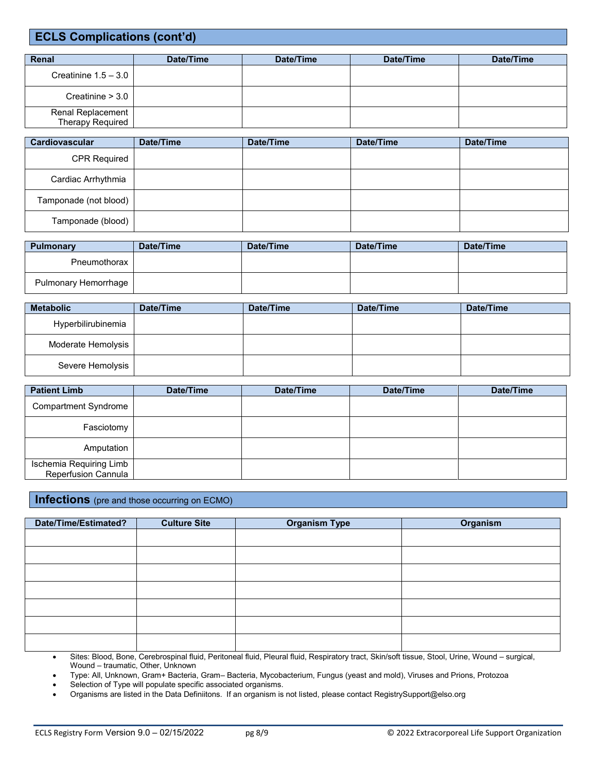## ECLS Complications (cont'd)

| Renal | Date/Time | Date/Time | Date/Time | Date/Time |
|---|---|---|---|---|
| Creatinine 1.5 – 3.0 | | | | |
| Creatinine > 3.0 | | | | |
| Renal Replacement Therapy Required | | | | |

| Cardiovascular | Date/Time | Date/Time | Date/Time | Date/Time |
|---|---|---|---|---|
| CPR Required | | | | |
| Cardiac Arrhythmia | | | | |
| Tamponade (not blood) | | | | |
| Tamponade (blood) | | | | |

| Pulmonary | Date/Time | Date/Time | Date/Time | Date/Time |
|---|---|---|---|---|
| Pneumothorax | | | | |
| Pulmonary Hemorrhage | | | | |

| Metabolic | Date/Time | Date/Time | Date/Time | Date/Time |
|---|---|---|---|---|
| Hyperbilirubinemia | | | | |
| Moderate Hemolysis | | | | |
| Severe Hemolysis | | | | |

| Patient Limb | Date/Time | Date/Time | Date/Time | Date/Time |
|---|---|---|---|---|
| Compartment Syndrome | | | | |
| Fasciotomy | | | | |
| Amputation | | | | |
| Ischemia Requiring Limb Reperfusion Cannula | | | | |

## Infections (pre and those occurring on ECMO)

| Date/Time/Estimated? | Culture Site | Organism Type | Organism |
|---|---|---|---|
| | | | |
| | | | |
| | | | |
| | | | |
| | | | |
| | | | |
| | | | |

- Sites: Blood, Bone, Cerebrospinal fluid, Peritoneal fluid, Pleural fluid, Respiratory tract, Skin/soft tissue, Stool, Urine, Wound – surgical, Wound – traumatic, Other, Unknown
- Type: All, Unknown, Gram+ Bacteria, Gram– Bacteria, Mycobacterium, Fungus (yeast and mold), Viruses and Prions, Protozoa
- Selection of Type will populate specific associated organisms.
- Organisms are listed in the Data Definiitons. If an organism is not listed, please contact RegistrySupport@elso.org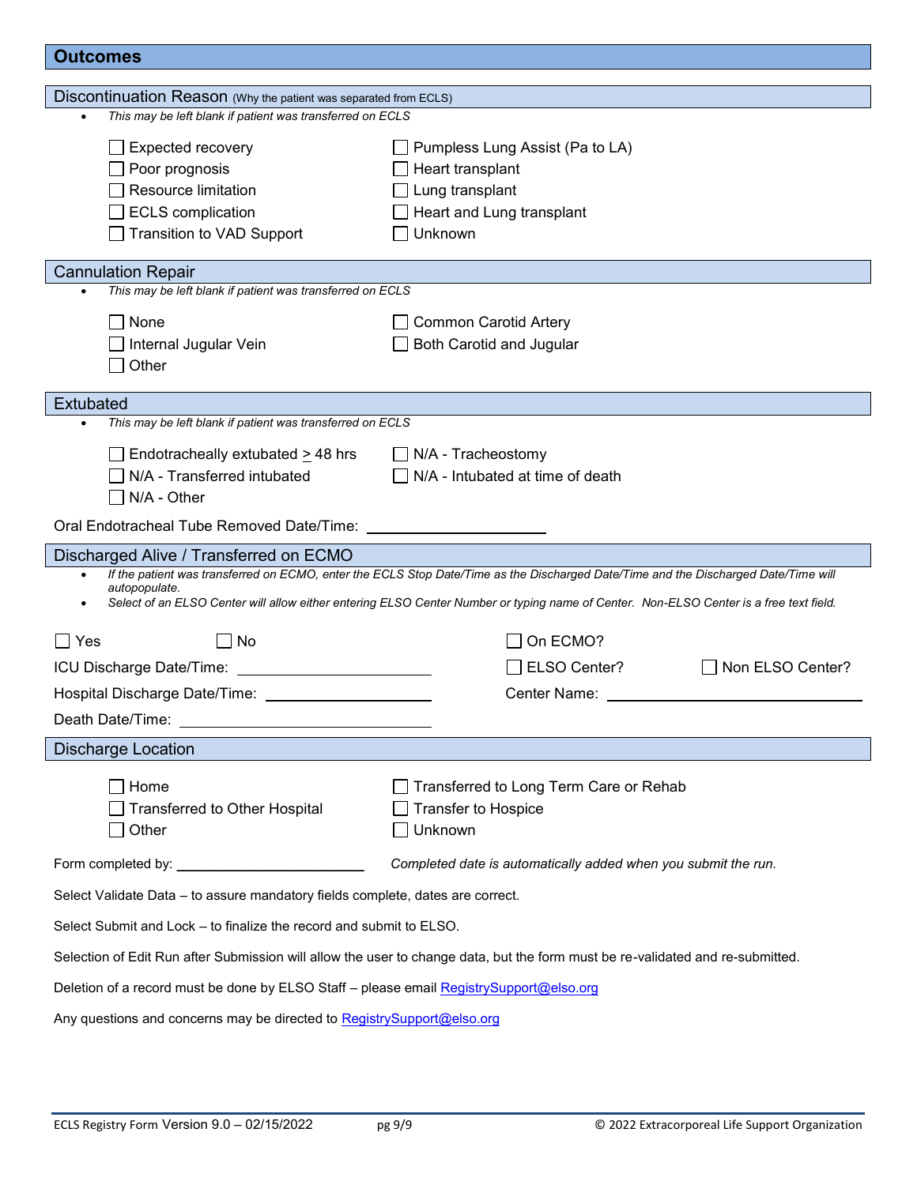## Outcomes

### Discontinuation Reason (Why the patient was separated from ECLS)

- *This may be left blank if patient was transferred on ECLS*

☐ Expected recovery
☐ Poor prognosis
☐ Resource limitation
☐ ECLS complication
☐ Transition to VAD Support
☐ Pumpless Lung Assist (Pa to LA)
☐ Heart transplant
☐ Lung transplant
☐ Heart and Lung transplant
☐ Unknown

### Cannulation Repair

- *This may be left blank if patient was transferred on ECLS*

☐ None
☐ Internal Jugular Vein
☐ Other
☐ Common Carotid Artery
☐ Both Carotid and Jugular

### Extubated

- *This may be left blank if patient was transferred on ECLS*

☐ Endotracheally extubated $\geq$ 48 hrs
☐ N/A - Transferred intubated
☐ N/A - Other
☐ N/A - Tracheostomy
☐ N/A - Intubated at time of death

Oral Endotracheal Tube Removed Date/Time: ______________________

### Discharged Alive / Transferred on ECMO

- *If the patient was transferred on ECMO, enter the ECLS Stop Date/Time as the Discharged Date/Time and the Discharged Date/Time will autopopulate.*
- *Select of an ELSO Center will allow either entering ELSO Center Number or typing name of Center. Non-ELSO Center is a free text field.*

☐ Yes ☐ No

ICU Discharge Date/Time: ______________________

Hospital Discharge Date/Time: ______________________

Death Date/Time: ______________________

☐ On ECMO?

☐ ELSO Center? ☐ Non ELSO Center?

Center Name: ______________________

### Discharge Location

☐ Home
☐ Transferred to Other Hospital
☐ Other
☐ Transferred to Long Term Care or Rehab
☐ Transfer to Hospice
☐ Unknown

Form completed by: ______________________ *Completed date is automatically added when you submit the run.*

Select Validate Data – to assure mandatory fields complete, dates are correct.

Select Submit and Lock – to finalize the record and submit to ELSO.

Selection of Edit Run after Submission will allow the user to change data, but the form must be re-validated and re-submitted.

Deletion of a record must be done by ELSO Staff – please email RegistrySupport@elso.org

Any questions and concerns may be directed to RegistrySupport@elso.org